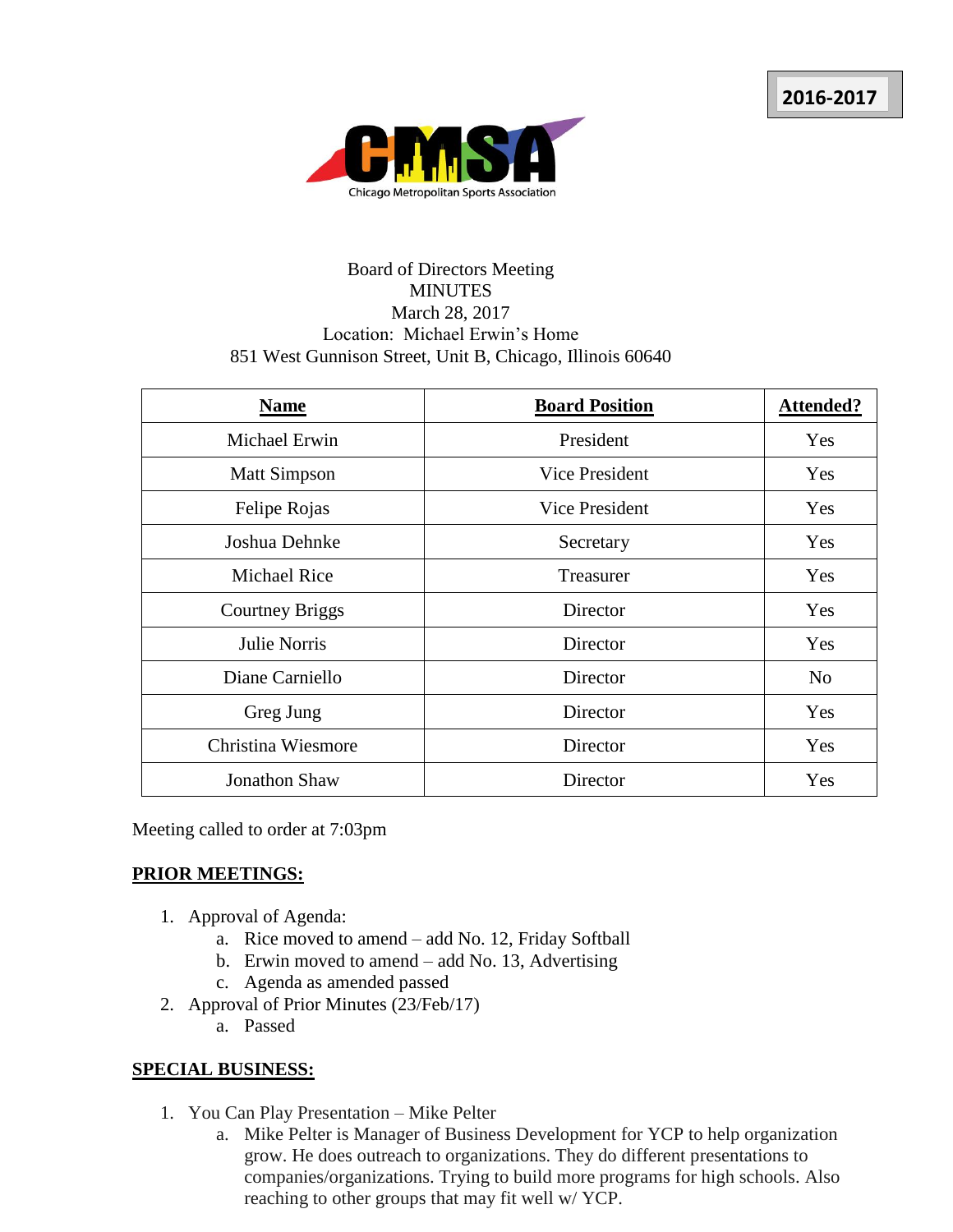2016-2017

CMSA
Chicago Metropolitan Sports Association

Board of Directors Meeting
MINUTES
March 28, 2017
Location: Michael Erwin's Home
851 West Gunnison Street, Unit B, Chicago, Illinois 60640

| **Name** | **Board Position** | **Attended?** |
|---|---|---|
| Michael Erwin | President | Yes |
| Matt Simpson | Vice President | Yes |
| Felipe Rojas | Vice President | Yes |
| Joshua Dehnke | Secretary | Yes |
| Michael Rice | Treasurer | Yes |
| Courtney Briggs | Director | Yes |
| Julie Norris | Director | Yes |
| Diane Carniello | Director | No |
| Greg Jung | Director | Yes |
| Christina Wiesmore | Director | Yes |
| Jonathon Shaw | Director | Yes |

Meeting called to order at 7:03pm

**PRIOR MEETINGS:**

1. Approval of Agenda:
    a. Rice moved to amend – add No. 12, Friday Softball
    b. Erwin moved to amend – add No. 13, Advertising
    c. Agenda as amended passed
2. Approval of Prior Minutes (23/Feb/17)
    a. Passed

**SPECIAL BUSINESS:**

1. You Can Play Presentation – Mike Pelter
    a. Mike Pelter is Manager of Business Development for YCP to help organization grow. He does outreach to organizations. They do different presentations to companies/organizations. Trying to build more programs for high schools. Also reaching to other groups that may fit well w/ YCP.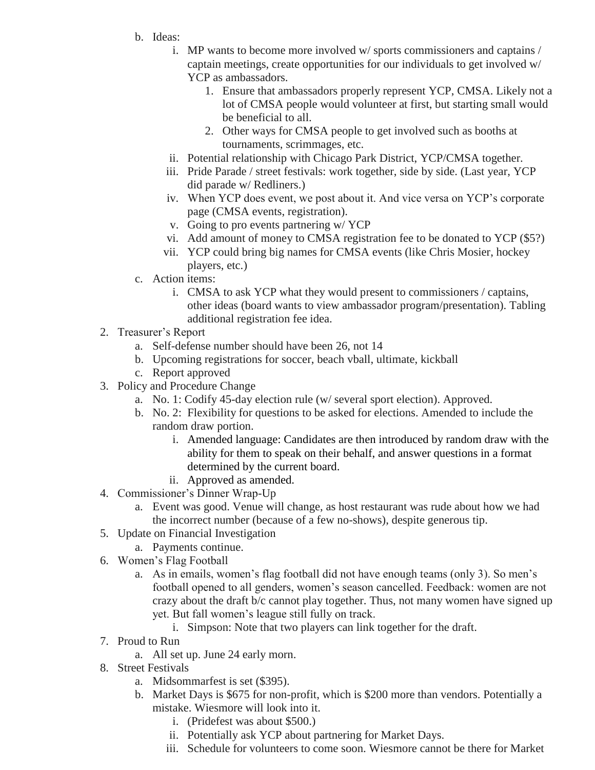b. Ideas:
    i. MP wants to become more involved w/ sports commissioners and captains / captain meetings, create opportunities for our individuals to get involved w/ YCP as ambassadors.
        1. Ensure that ambassadors properly represent YCP, CMSA. Likely not a lot of CMSA people would volunteer at first, but starting small would be beneficial to all.
        2. Other ways for CMSA people to get involved such as booths at tournaments, scrimmages, etc.
    ii. Potential relationship with Chicago Park District, YCP/CMSA together.
    iii. Pride Parade / street festivals: work together, side by side. (Last year, YCP did parade w/ Redliners.)
    iv. When YCP does event, we post about it. And vice versa on YCP's corporate page (CMSA events, registration).
    v. Going to pro events partnering w/ YCP
    vi. Add amount of money to CMSA registration fee to be donated to YCP ($5?)
    vii. YCP could bring big names for CMSA events (like Chris Mosier, hockey players, etc.)

c. Action items:
    i. CMSA to ask YCP what they would present to commissioners / captains, other ideas (board wants to view ambassador program/presentation). Tabling additional registration fee idea.

2. Treasurer's Report
    a. Self-defense number should have been 26, not 14
    b. Upcoming registrations for soccer, beach vball, ultimate, kickball
    c. Report approved
3. Policy and Procedure Change
    a. No. 1: Codify 45-day election rule (w/ several sport election). Approved.
    b. No. 2: Flexibility for questions to be asked for elections. Amended to include the random draw portion.
        i. Amended language: Candidates are then introduced by random draw with the ability for them to speak on their behalf, and answer questions in a format determined by the current board.
        ii. Approved as amended.
4. Commissioner's Dinner Wrap-Up
    a. Event was good. Venue will change, as host restaurant was rude about how we had the incorrect number (because of a few no-shows), despite generous tip.
5. Update on Financial Investigation
    a. Payments continue.
6. Women's Flag Football
    a. As in emails, women's flag football did not have enough teams (only 3). So men's football opened to all genders, women's season cancelled. Feedback: women are not crazy about the draft b/c cannot play together. Thus, not many women have signed up yet. But fall women's league still fully on track.
        i. Simpson: Note that two players can link together for the draft.
7. Proud to Run
    a. All set up. June 24 early morn.
8. Street Festivals
    a. Midsommarfest is set ($395).
    b. Market Days is $675 for non-profit, which is $200 more than vendors. Potentially a mistake. Wiesmore will look into it.
        i. (Pridefest was about $500.)
        ii. Potentially ask YCP about partnering for Market Days.
        iii. Schedule for volunteers to come soon. Wiesmore cannot be there for Market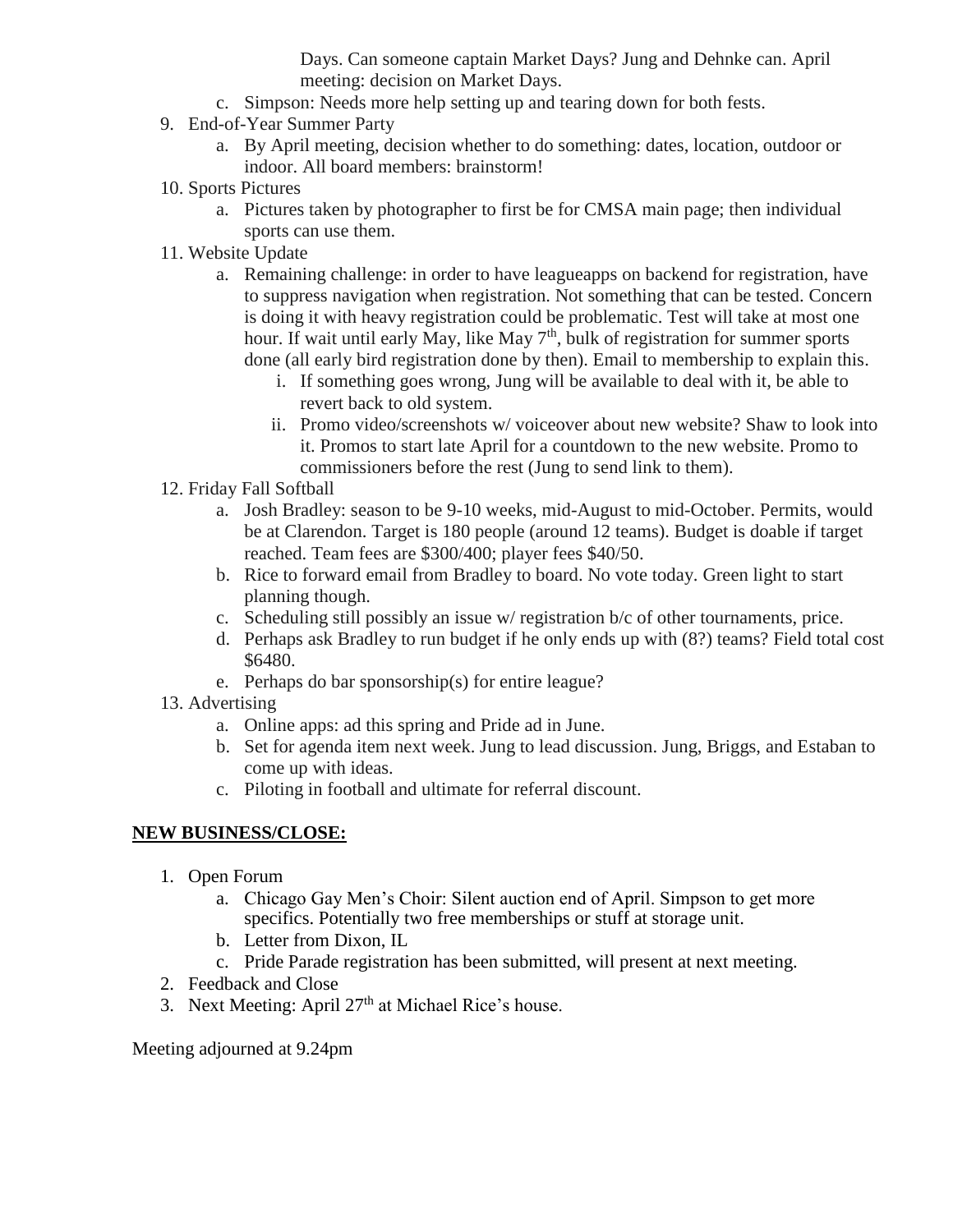Days. Can someone captain Market Days? Jung and Dehnke can. April meeting: decision on Market Days.

   c. Simpson: Needs more help setting up and tearing down for both fests.

9. End-of-Year Summer Party
   a. By April meeting, decision whether to do something: dates, location, outdoor or indoor. All board members: brainstorm!
10. Sports Pictures
    a. Pictures taken by photographer to first be for CMSA main page; then individual sports can use them.
11. Website Update
    a. Remaining challenge: in order to have leagueapps on backend for registration, have to suppress navigation when registration. Not something that can be tested. Concern is doing it with heavy registration could be problematic. Test will take at most one hour. If wait until early May, like May 7th, bulk of registration for summer sports done (all early bird registration done by then). Email to membership to explain this.
       i. If something goes wrong, Jung will be available to deal with it, be able to revert back to old system.
       ii. Promo video/screenshots w/ voiceover about new website? Shaw to look into it. Promos to start late April for a countdown to the new website. Promo to commissioners before the rest (Jung to send link to them).
12. Friday Fall Softball
    a. Josh Bradley: season to be 9-10 weeks, mid-August to mid-October. Permits, would be at Clarendon. Target is 180 people (around 12 teams). Budget is doable if target reached. Team fees are $300/400; player fees $40/50.
    b. Rice to forward email from Bradley to board. No vote today. Green light to start planning though.
    c. Scheduling still possibly an issue w/ registration b/c of other tournaments, price.
    d. Perhaps ask Bradley to run budget if he only ends up with (8?) teams? Field total cost $6480.
    e. Perhaps do bar sponsorship(s) for entire league?
13. Advertising
    a. Online apps: ad this spring and Pride ad in June.
    b. Set for agenda item next week. Jung to lead discussion. Jung, Briggs, and Estaban to come up with ideas.
    c. Piloting in football and ultimate for referral discount.

**NEW BUSINESS/CLOSE:**

1. Open Forum
   a. Chicago Gay Men's Choir: Silent auction end of April. Simpson to get more specifics. Potentially two free memberships or stuff at storage unit.
   b. Letter from Dixon, IL
   c. Pride Parade registration has been submitted, will present at next meeting.
2. Feedback and Close
3. Next Meeting: April 27th at Michael Rice's house.

Meeting adjourned at 9.24pm